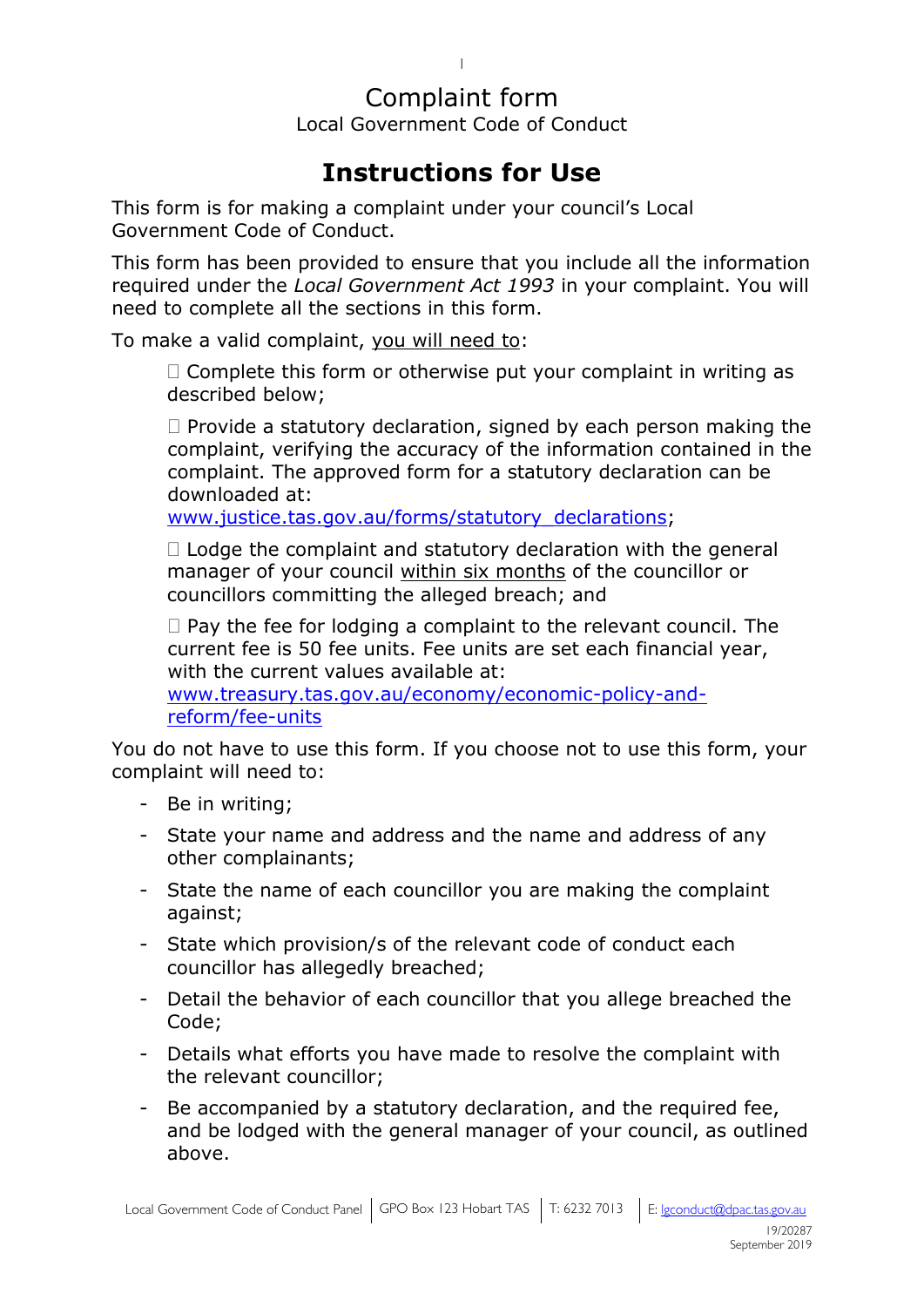# Complaint form

Local Government Code of Conduct

## Instructions for Use

This form is for making a complaint under your council's Local Government Code of Conduct.

This form has been provided to ensure that you include all the information required under the *Local Government Act 1993* in your complaint. You will need to complete all the sections in this form.

To make a valid complaint, <u>you will need to</u>:

- ☐ Complete this form or otherwise put your complaint in writing as described below;
- ☐ Provide a statutory declaration, signed by each person making the complaint, verifying the accuracy of the information contained in the complaint. The approved form for a statutory declaration can be downloaded at: [www.justice.tas.gov.au/forms/statutory_declarations](http://www.justice.tas.gov.au/forms/statutory_declarations);
- ☐ Lodge the complaint and statutory declaration with the general manager of your council <u>within six months</u> of the councillor or councillors committing the alleged breach; and
- ☐ Pay the fee for lodging a complaint to the relevant council. The current fee is 50 fee units. Fee units are set each financial year, with the current values available at: [www.treasury.tas.gov.au/economy/economic-policy-and-reform/fee-units](http://www.treasury.tas.gov.au/economy/economic-policy-and-reform/fee-units)

You do not have to use this form. If you choose not to use this form, your complaint will need to:

- Be in writing;
- State your name and address and the name and address of any other complainants;
- State the name of each councillor you are making the complaint against;
- State which provision/s of the relevant code of conduct each councillor has allegedly breached;
- Detail the behavior of each councillor that you allege breached the Code;
- Details what efforts you have made to resolve the complaint with the relevant councillor;
- Be accompanied by a statutory declaration, and the required fee, and be lodged with the general manager of your council, as outlined above.

Local Government Code of Conduct Panel | GPO Box 123 Hobart TAS | T: 6232 7013 | E: lgconduct@dpac.tas.gov.au

19/20287
September 2019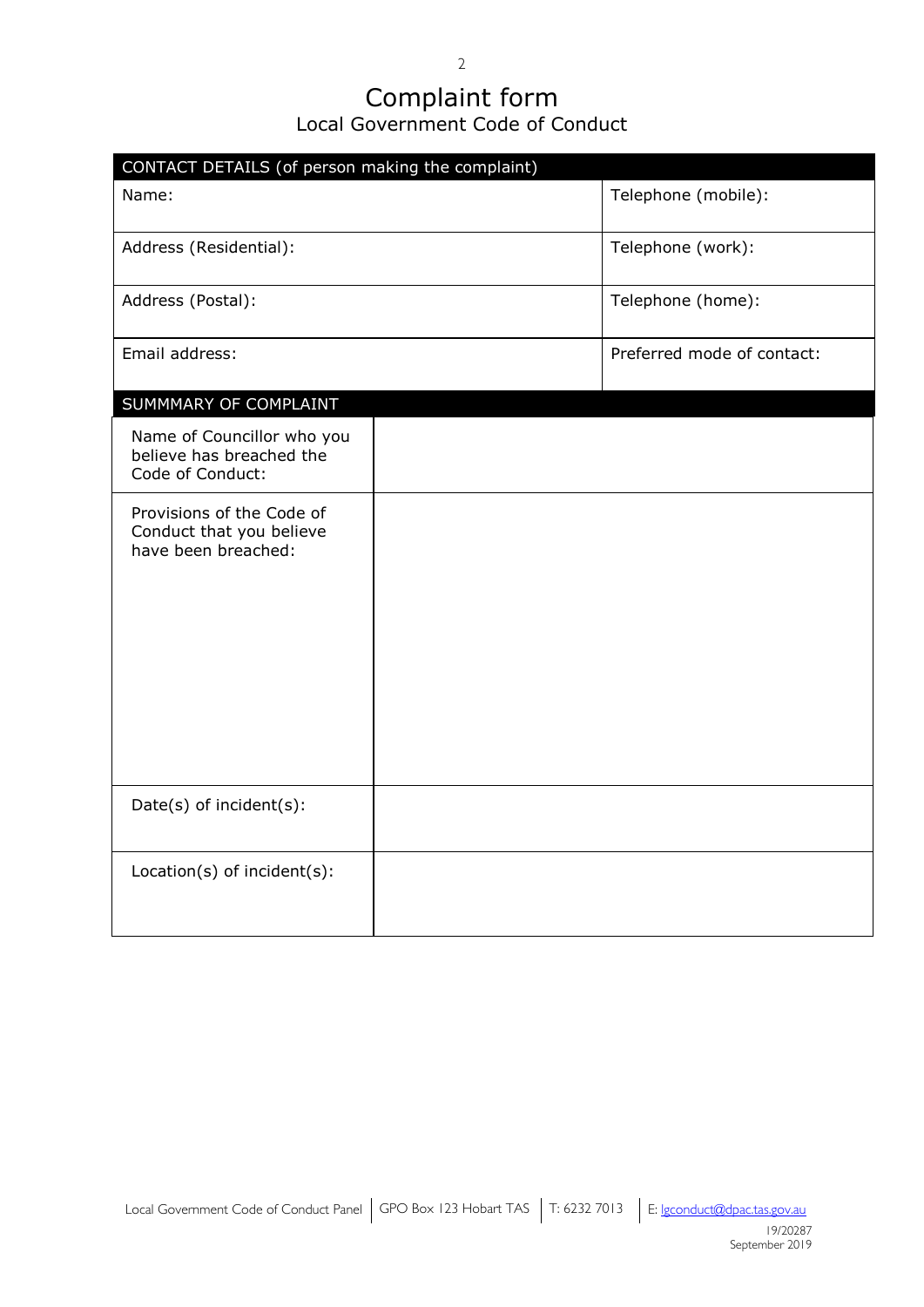# Complaint form

## Local Government Code of Conduct

| CONTACT DETAILS (of person making the complaint) | |
|---|---|
| Name: | Telephone (mobile): |
| Address (Residential): | Telephone (work): |
| Address (Postal): | Telephone (home): |
| Email address: | Preferred mode of contact: |

| SUMMMARY OF COMPLAINT | |
|---|---|
| Name of Councillor who you believe has breached the Code of Conduct: | |
| Provisions of the Code of Conduct that you believe have been breached: | |
| Date(s) of incident(s): | |
| Location(s) of incident(s): | |

Local Government Code of Conduct Panel | GPO Box 123 Hobart TAS | T: 6232 7013 | E: lgconduct@dpac.tas.gov.au

19/20287
September 2019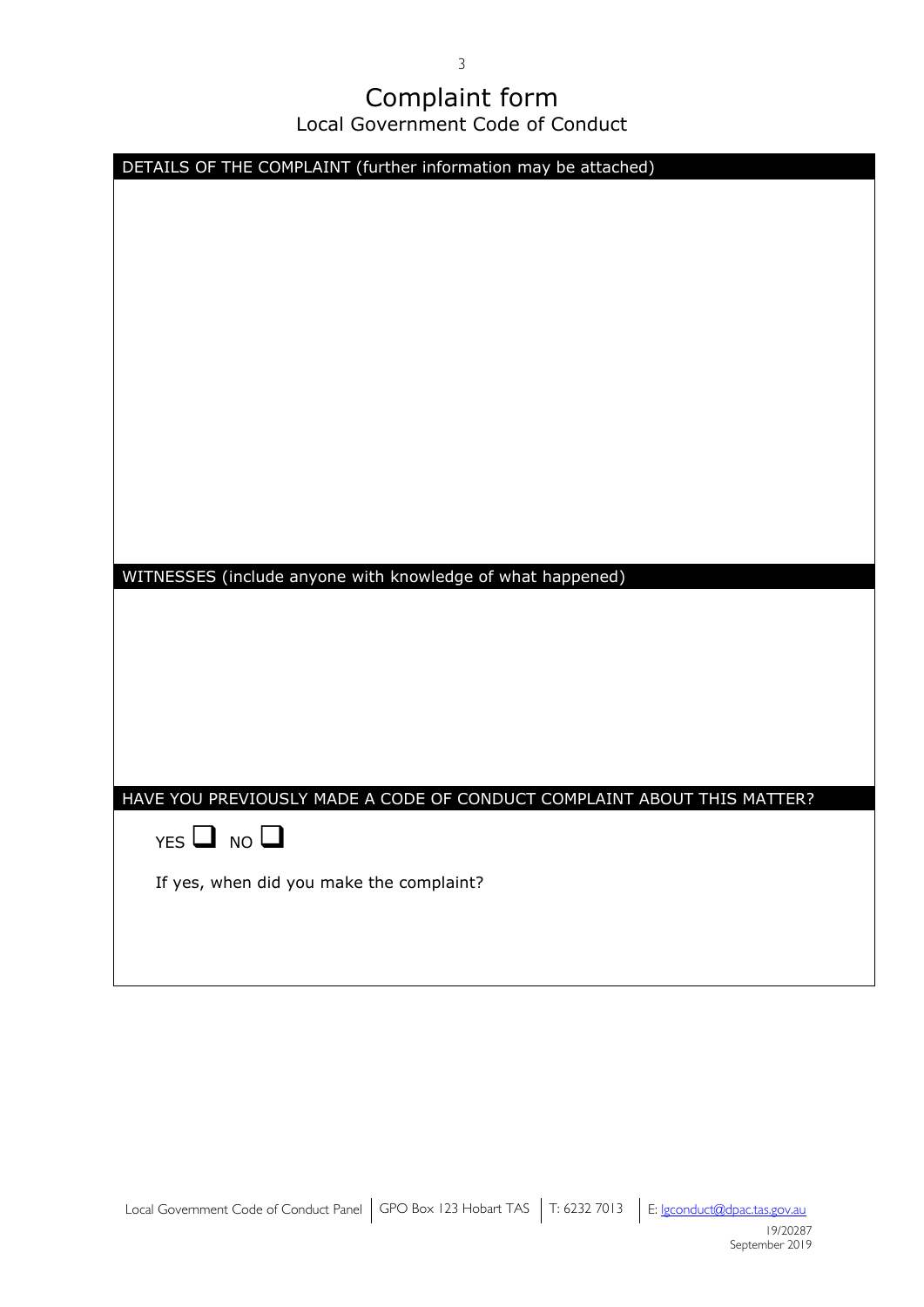# Complaint form

## Local Government Code of Conduct

**DETAILS OF THE COMPLAINT (further information may be attached)**

**WITNESSES (include anyone with knowledge of what happened)**

**HAVE YOU PREVIOUSLY MADE A CODE OF CONDUCT COMPLAINT ABOUT THIS MATTER?**

YES ☐ NO ☐

If yes, when did you make the complaint?

Local Government Code of Conduct Panel | GPO Box 123 Hobart TAS | T: 6232 7013 | E: lgconduct@dpac.tas.gov.au

19/20287
September 2019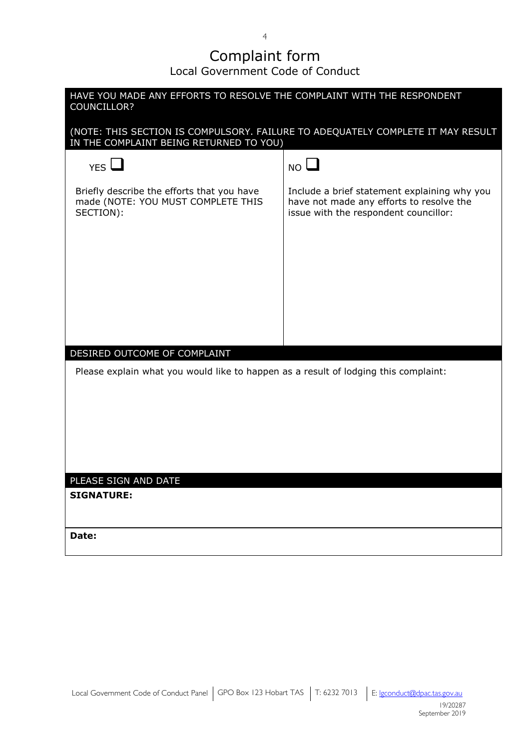# Complaint form

## Local Government Code of Conduct

| HAVE YOU MADE ANY EFFORTS TO RESOLVE THE COMPLAINT WITH THE RESPONDENT COUNCILLOR? (NOTE: THIS SECTION IS COMPULSORY. FAILURE TO ADEQUATELY COMPLETE IT MAY RESULT IN THE COMPLAINT BEING RETURNED TO YOU) | |
|---|---|
| YES ☐ | NO ☐ |
| Briefly describe the efforts that you have made (NOTE: YOU MUST COMPLETE THIS SECTION): | Include a brief statement explaining why you have not made any efforts to resolve the issue with the respondent councillor: |

| DESIRED OUTCOME OF COMPLAINT |
|---|
| Please explain what you would like to happen as a result of lodging this complaint: |

| PLEASE SIGN AND DATE |
|---|
| **SIGNATURE:** |
| **Date:** |

Local Government Code of Conduct Panel | GPO Box 123 Hobart TAS | T: 6232 7013 | E: lgconduct@dpac.tas.gov.au

19/20287
September 2019